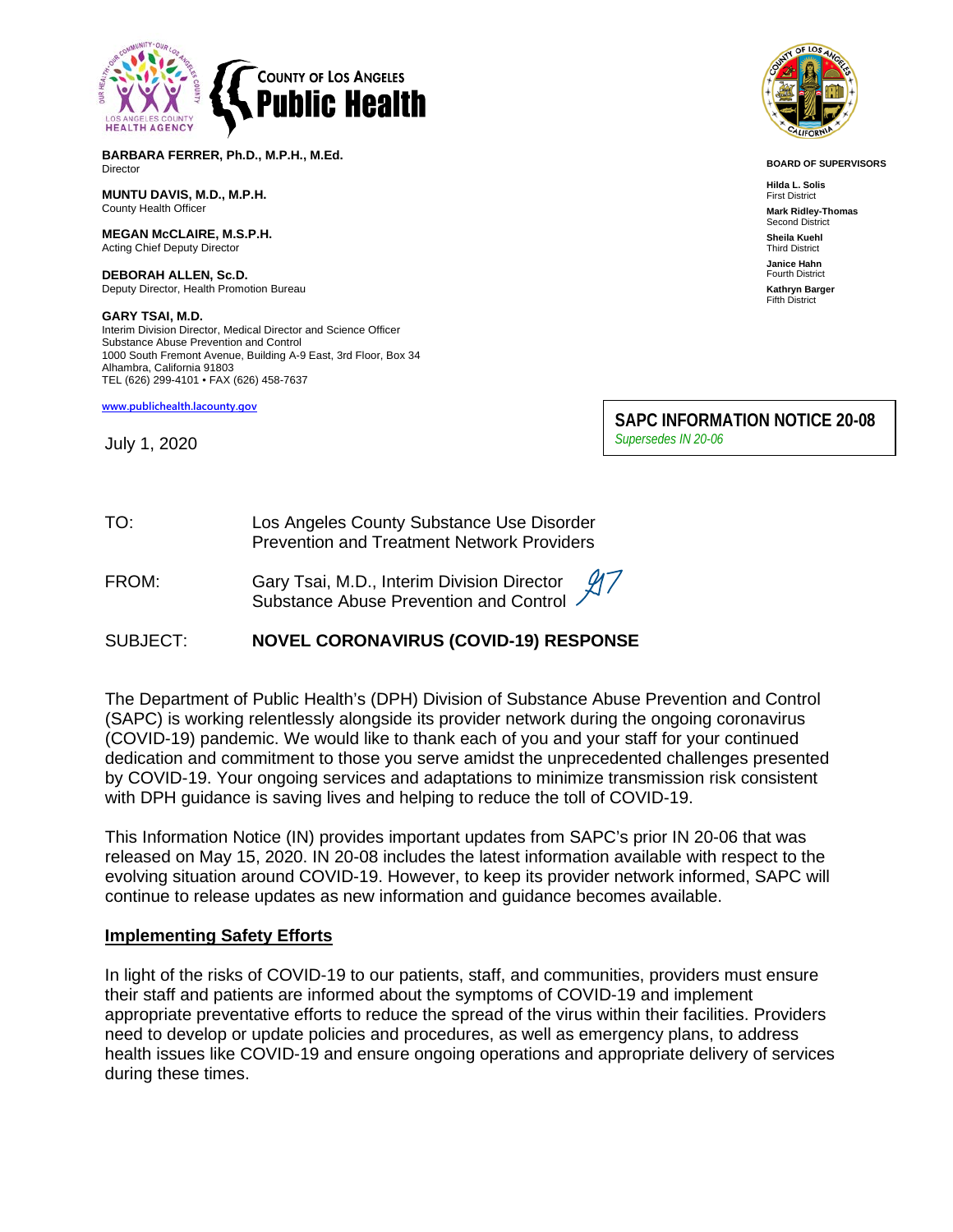**BARBARA FERRER, Ph.D., M.P.H., M.Ed.**
Director

**MUNTU DAVIS, M.D., M.P.H.**
County Health Officer

**MEGAN McCLAIRE, M.S.P.H.**
Acting Chief Deputy Director

**DEBORAH ALLEN, Sc.D.**
Deputy Director, Health Promotion Bureau

**GARY TSAI, M.D.**
Interim Division Director, Medical Director and Science Officer
Substance Abuse Prevention and Control
1000 South Fremont Avenue, Building A-9 East, 3rd Floor, Box 34
Alhambra, California 91803
TEL (626) 299-4101 • FAX (626) 458-7637

www.publichealth.lacounty.gov

**BOARD OF SUPERVISORS**

**Hilda L. Solis**
First District

**Mark Ridley-Thomas**
Second District

**Sheila Kuehl**
Third District

**Janice Hahn**
Fourth District

**Kathryn Barger**
Fifth District

**SAPC INFORMATION NOTICE 20-08**
*Supersedes IN 20-06*

July 1, 2020

TO: Los Angeles County Substance Use Disorder Prevention and Treatment Network Providers

FROM: Gary Tsai, M.D., Interim Division Director, Substance Abuse Prevention and Control

SUBJECT: **NOVEL CORONAVIRUS (COVID-19) RESPONSE**

The Department of Public Health's (DPH) Division of Substance Abuse Prevention and Control (SAPC) is working relentlessly alongside its provider network during the ongoing coronavirus (COVID-19) pandemic. We would like to thank each of you and your staff for your continued dedication and commitment to those you serve amidst the unprecedented challenges presented by COVID-19. Your ongoing services and adaptations to minimize transmission risk consistent with DPH guidance is saving lives and helping to reduce the toll of COVID-19.

This Information Notice (IN) provides important updates from SAPC's prior IN 20-06 that was released on May 15, 2020. IN 20-08 includes the latest information available with respect to the evolving situation around COVID-19. However, to keep its provider network informed, SAPC will continue to release updates as new information and guidance becomes available.

## Implementing Safety Efforts

In light of the risks of COVID-19 to our patients, staff, and communities, providers must ensure their staff and patients are informed about the symptoms of COVID-19 and implement appropriate preventative efforts to reduce the spread of the virus within their facilities. Providers need to develop or update policies and procedures, as well as emergency plans, to address health issues like COVID-19 and ensure ongoing operations and appropriate delivery of services during these times.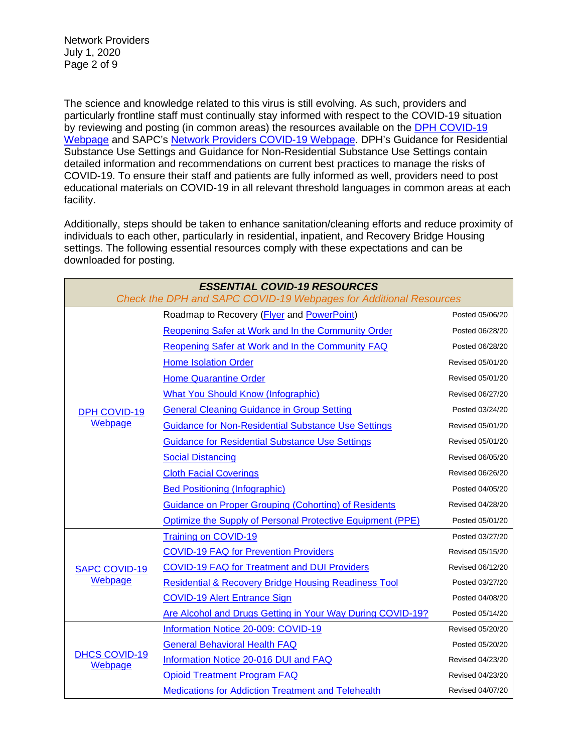The science and knowledge related to this virus is still evolving. As such, providers and particularly frontline staff must continually stay informed with respect to the COVID-19 situation by reviewing and posting (in common areas) the resources available on the DPH COVID-19 Webpage and SAPC's Network Providers COVID-19 Webpage. DPH's Guidance for Residential Substance Use Settings and Guidance for Non-Residential Substance Use Settings contain detailed information and recommendations on current best practices to manage the risks of COVID-19. To ensure their staff and patients are fully informed as well, providers need to post educational materials on COVID-19 in all relevant threshold languages in common areas at each facility.

Additionally, steps should be taken to enhance sanitation/cleaning efforts and reduce proximity of individuals to each other, particularly in residential, inpatient, and Recovery Bridge Housing settings. The following essential resources comply with these expectations and can be downloaded for posting.

| ***ESSENTIAL COVID-19 RESOURCES*** *Check the DPH and SAPC COVID-19 Webpages for Additional Resources* | | |
|---|---|---|
| DPH COVID-19 Webpage | Roadmap to Recovery (Flyer and PowerPoint) | Posted 05/06/20 |
| | Reopening Safer at Work and In the Community Order | Posted 06/28/20 |
| | Reopening Safer at Work and In the Community FAQ | Posted 06/28/20 |
| | Home Isolation Order | Revised 05/01/20 |
| | Home Quarantine Order | Revised 05/01/20 |
| | What You Should Know (Infographic) | Revised 06/27/20 |
| | General Cleaning Guidance in Group Setting | Posted 03/24/20 |
| | Guidance for Non-Residential Substance Use Settings | Revised 05/01/20 |
| | Guidance for Residential Substance Use Settings | Revised 05/01/20 |
| | Social Distancing | Revised 06/05/20 |
| | Cloth Facial Coverings | Revised 06/26/20 |
| | Bed Positioning (Infographic) | Posted 04/05/20 |
| | Guidance on Proper Grouping (Cohorting) of Residents | Revised 04/28/20 |
| | Optimize the Supply of Personal Protective Equipment (PPE) | Posted 05/01/20 |
| SAPC COVID-19 Webpage | Training on COVID-19 | Posted 03/27/20 |
| | COVID-19 FAQ for Prevention Providers | Revised 05/15/20 |
| | COVID-19 FAQ for Treatment and DUI Providers | Revised 06/12/20 |
| | Residential & Recovery Bridge Housing Readiness Tool | Posted 03/27/20 |
| | COVID-19 Alert Entrance Sign | Posted 04/08/20 |
| | Are Alcohol and Drugs Getting in Your Way During COVID-19? | Posted 05/14/20 |
| DHCS COVID-19 Webpage | Information Notice 20-009: COVID-19 | Revised 05/20/20 |
| | General Behavioral Health FAQ | Posted 05/20/20 |
| | Information Notice 20-016 DUI and FAQ | Revised 04/23/20 |
| | Opioid Treatment Program FAQ | Revised 04/23/20 |
| | Medications for Addiction Treatment and Telehealth | Revised 04/07/20 |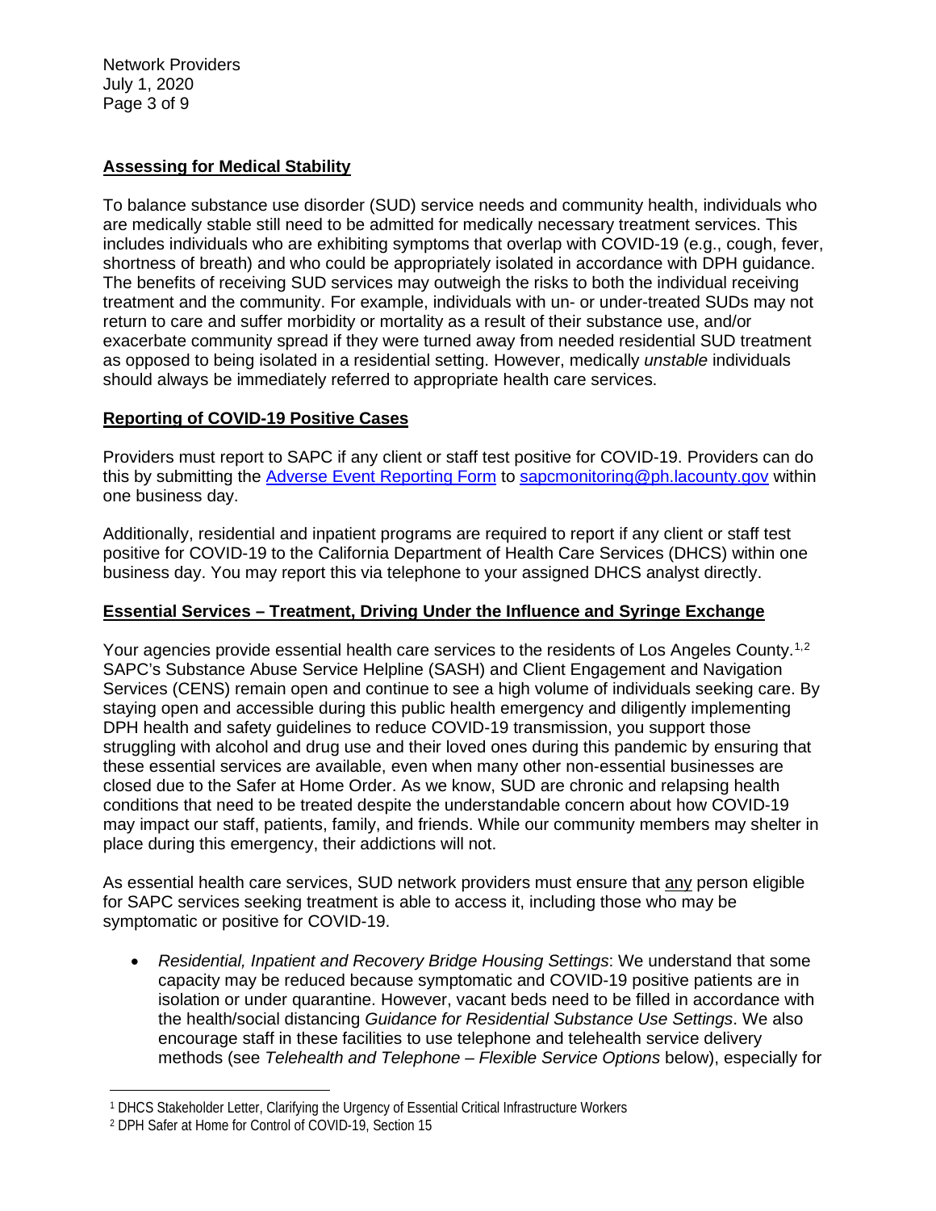**Assessing for Medical Stability**

To balance substance use disorder (SUD) service needs and community health, individuals who are medically stable still need to be admitted for medically necessary treatment services. This includes individuals who are exhibiting symptoms that overlap with COVID-19 (e.g., cough, fever, shortness of breath) and who could be appropriately isolated in accordance with DPH guidance. The benefits of receiving SUD services may outweigh the risks to both the individual receiving treatment and the community. For example, individuals with un- or under-treated SUDs may not return to care and suffer morbidity or mortality as a result of their substance use, and/or exacerbate community spread if they were turned away from needed residential SUD treatment as opposed to being isolated in a residential setting. However, medically *unstable* individuals should always be immediately referred to appropriate health care services.

**Reporting of COVID-19 Positive Cases**

Providers must report to SAPC if any client or staff test positive for COVID-19. Providers can do this by submitting the Adverse Event Reporting Form to sapcmonitoring@ph.lacounty.gov within one business day.

Additionally, residential and inpatient programs are required to report if any client or staff test positive for COVID-19 to the California Department of Health Care Services (DHCS) within one business day. You may report this via telephone to your assigned DHCS analyst directly.

**Essential Services – Treatment, Driving Under the Influence and Syringe Exchange**

Your agencies provide essential health care services to the residents of Los Angeles County.[1,2] SAPC's Substance Abuse Service Helpline (SASH) and Client Engagement and Navigation Services (CENS) remain open and continue to see a high volume of individuals seeking care. By staying open and accessible during this public health emergency and diligently implementing DPH health and safety guidelines to reduce COVID-19 transmission, you support those struggling with alcohol and drug use and their loved ones during this pandemic by ensuring that these essential services are available, even when many other non-essential businesses are closed due to the Safer at Home Order. As we know, SUD are chronic and relapsing health conditions that need to be treated despite the understandable concern about how COVID-19 may impact our staff, patients, family, and friends. While our community members may shelter in place during this emergency, their addictions will not.

As essential health care services, SUD network providers must ensure that any person eligible for SAPC services seeking treatment is able to access it, including those who may be symptomatic or positive for COVID-19.

- *Residential, Inpatient and Recovery Bridge Housing Settings*: We understand that some capacity may be reduced because symptomatic and COVID-19 positive patients are in isolation or under quarantine. However, vacant beds need to be filled in accordance with the health/social distancing *Guidance for Residential Substance Use Settings*. We also encourage staff in these facilities to use telephone and telehealth service delivery methods (see *Telehealth and Telephone – Flexible Service Options* below), especially for

---

[1] DHCS Stakeholder Letter, Clarifying the Urgency of Essential Critical Infrastructure Workers

[2] DPH Safer at Home for Control of COVID-19, Section 15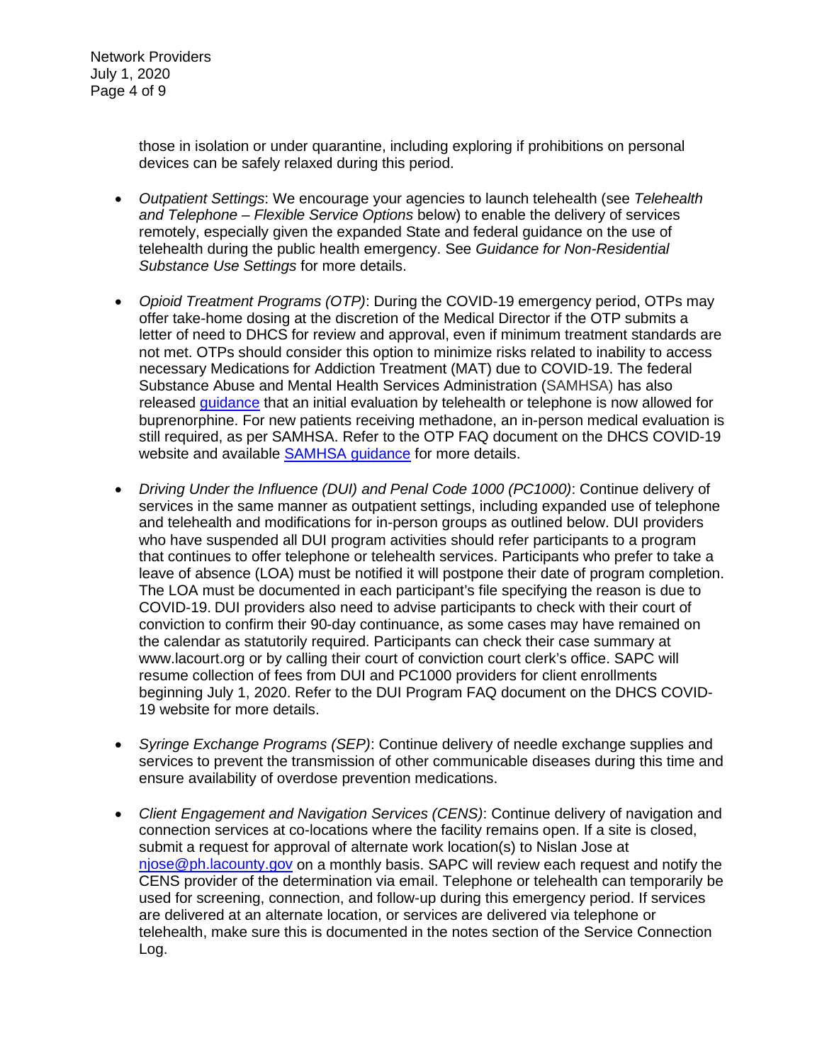those in isolation or under quarantine, including exploring if prohibitions on personal devices can be safely relaxed during this period.

- *Outpatient Settings*: We encourage your agencies to launch telehealth (see *Telehealth and Telephone – Flexible Service Options* below) to enable the delivery of services remotely, especially given the expanded State and federal guidance on the use of telehealth during the public health emergency. See *Guidance for Non-Residential Substance Use Settings* for more details.

- *Opioid Treatment Programs (OTP)*: During the COVID-19 emergency period, OTPs may offer take-home dosing at the discretion of the Medical Director if the OTP submits a letter of need to DHCS for review and approval, even if minimum treatment standards are not met. OTPs should consider this option to minimize risks related to inability to access necessary Medications for Addiction Treatment (MAT) due to COVID-19. The federal Substance Abuse and Mental Health Services Administration (SAMHSA) has also released guidance that an initial evaluation by telehealth or telephone is now allowed for buprenorphine. For new patients receiving methadone, an in-person medical evaluation is still required, as per SAMHSA. Refer to the OTP FAQ document on the DHCS COVID-19 website and available SAMHSA guidance for more details.

- *Driving Under the Influence (DUI) and Penal Code 1000 (PC1000)*: Continue delivery of services in the same manner as outpatient settings, including expanded use of telephone and telehealth and modifications for in-person groups as outlined below. DUI providers who have suspended all DUI program activities should refer participants to a program that continues to offer telephone or telehealth services. Participants who prefer to take a leave of absence (LOA) must be notified it will postpone their date of program completion. The LOA must be documented in each participant's file specifying the reason is due to COVID-19. DUI providers also need to advise participants to check with their court of conviction to confirm their 90-day continuance, as some cases may have remained on the calendar as statutorily required. Participants can check their case summary at www.lacourt.org or by calling their court of conviction court clerk's office. SAPC will resume collection of fees from DUI and PC1000 providers for client enrollments beginning July 1, 2020. Refer to the DUI Program FAQ document on the DHCS COVID-19 website for more details.

- *Syringe Exchange Programs (SEP)*: Continue delivery of needle exchange supplies and services to prevent the transmission of other communicable diseases during this time and ensure availability of overdose prevention medications.

- *Client Engagement and Navigation Services (CENS)*: Continue delivery of navigation and connection services at co-locations where the facility remains open. If a site is closed, submit a request for approval of alternate work location(s) to Nislan Jose at njose@ph.lacounty.gov on a monthly basis. SAPC will review each request and notify the CENS provider of the determination via email. Telephone or telehealth can temporarily be used for screening, connection, and follow-up during this emergency period. If services are delivered at an alternate location, or services are delivered via telephone or telehealth, make sure this is documented in the notes section of the Service Connection Log.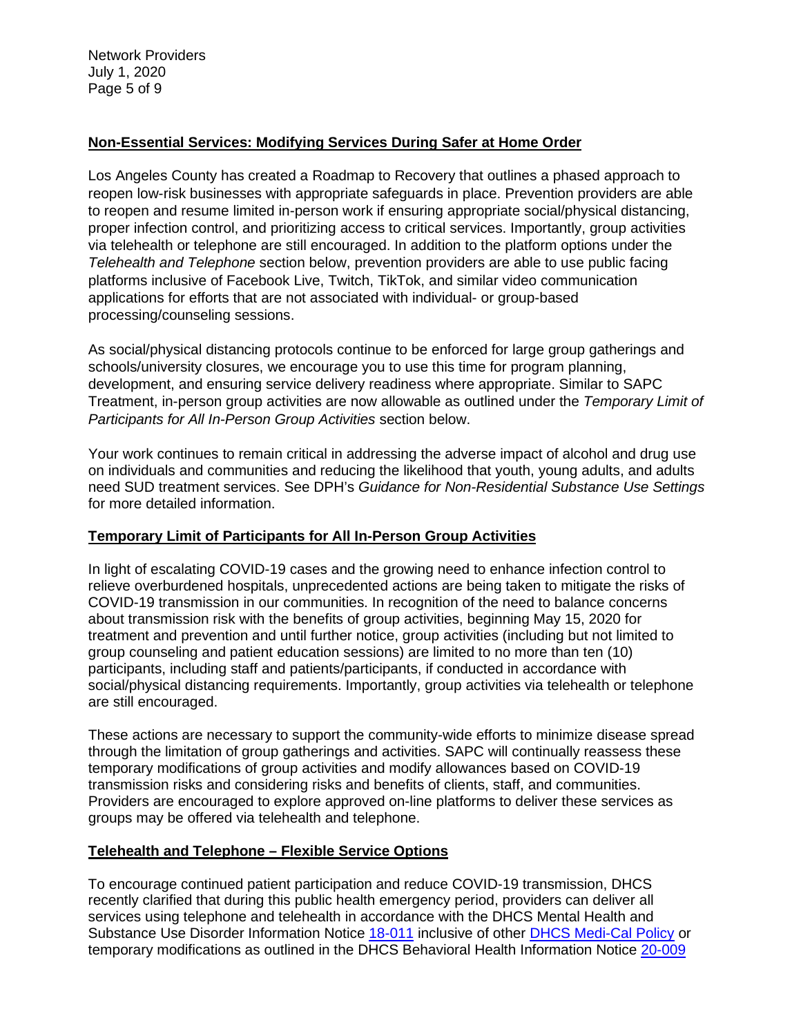## Non-Essential Services: Modifying Services During Safer at Home Order

Los Angeles County has created a Roadmap to Recovery that outlines a phased approach to reopen low-risk businesses with appropriate safeguards in place. Prevention providers are able to reopen and resume limited in-person work if ensuring appropriate social/physical distancing, proper infection control, and prioritizing access to critical services. Importantly, group activities via telehealth or telephone are still encouraged. In addition to the platform options under the *Telehealth and Telephone* section below, prevention providers are able to use public facing platforms inclusive of Facebook Live, Twitch, TikTok, and similar video communication applications for efforts that are not associated with individual- or group-based processing/counseling sessions.

As social/physical distancing protocols continue to be enforced for large group gatherings and schools/university closures, we encourage you to use this time for program planning, development, and ensuring service delivery readiness where appropriate. Similar to SAPC Treatment, in-person group activities are now allowable as outlined under the *Temporary Limit of Participants for All In-Person Group Activities* section below.

Your work continues to remain critical in addressing the adverse impact of alcohol and drug use on individuals and communities and reducing the likelihood that youth, young adults, and adults need SUD treatment services. See DPH's *Guidance for Non-Residential Substance Use Settings* for more detailed information.

## Temporary Limit of Participants for All In-Person Group Activities

In light of escalating COVID-19 cases and the growing need to enhance infection control to relieve overburdened hospitals, unprecedented actions are being taken to mitigate the risks of COVID-19 transmission in our communities. In recognition of the need to balance concerns about transmission risk with the benefits of group activities, beginning May 15, 2020 for treatment and prevention and until further notice, group activities (including but not limited to group counseling and patient education sessions) are limited to no more than ten (10) participants, including staff and patients/participants, if conducted in accordance with social/physical distancing requirements. Importantly, group activities via telehealth or telephone are still encouraged.

These actions are necessary to support the community-wide efforts to minimize disease spread through the limitation of group gatherings and activities. SAPC will continually reassess these temporary modifications of group activities and modify allowances based on COVID-19 transmission risks and considering risks and benefits of clients, staff, and communities. Providers are encouraged to explore approved on-line platforms to deliver these services as groups may be offered via telehealth and telephone.

## Telehealth and Telephone – Flexible Service Options

To encourage continued patient participation and reduce COVID-19 transmission, DHCS recently clarified that during this public health emergency period, providers can deliver all services using telephone and telehealth in accordance with the DHCS Mental Health and Substance Use Disorder Information Notice 18-011 inclusive of other DHCS Medi-Cal Policy or temporary modifications as outlined in the DHCS Behavioral Health Information Notice 20-009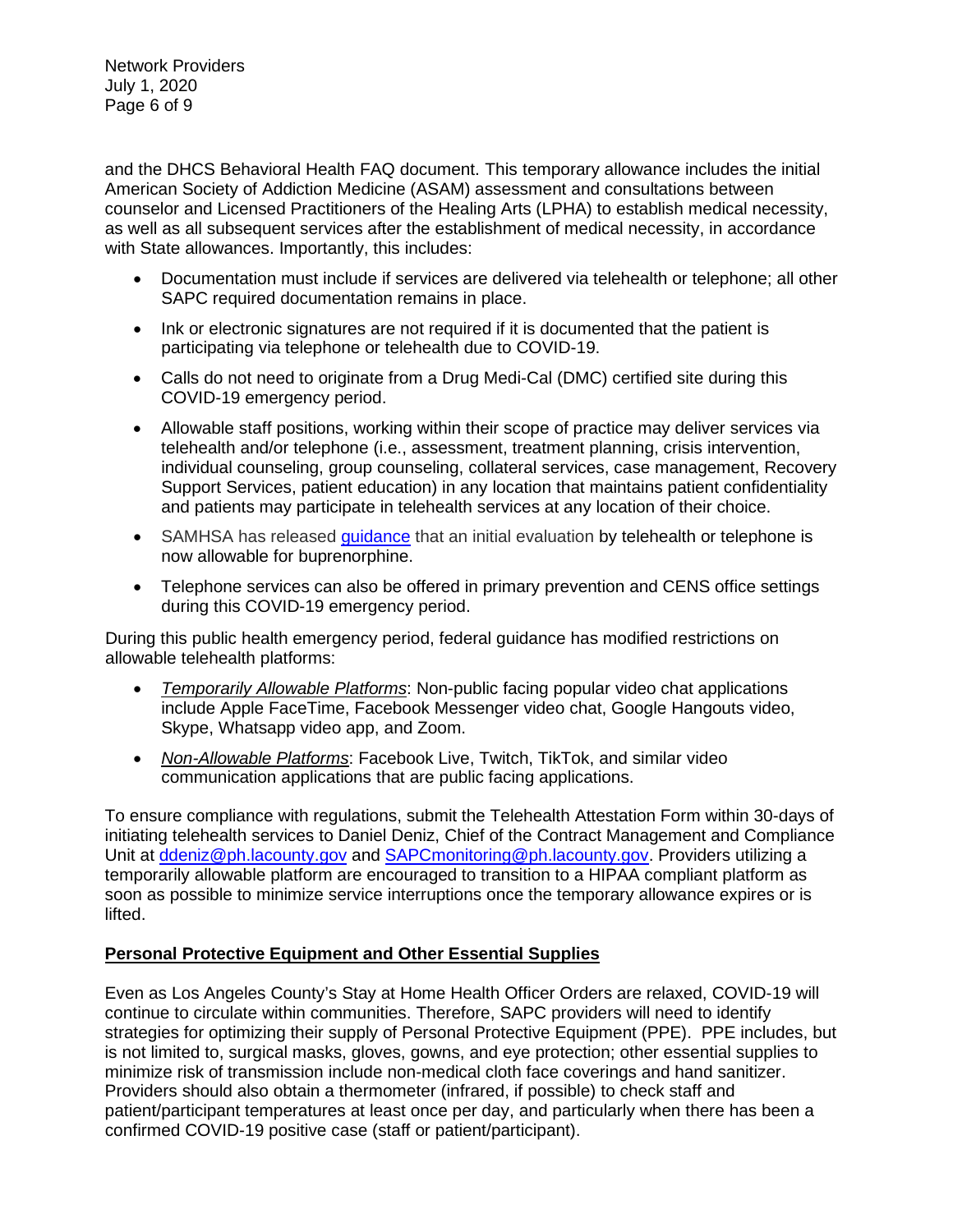and the DHCS Behavioral Health FAQ document. This temporary allowance includes the initial American Society of Addiction Medicine (ASAM) assessment and consultations between counselor and Licensed Practitioners of the Healing Arts (LPHA) to establish medical necessity, as well as all subsequent services after the establishment of medical necessity, in accordance with State allowances. Importantly, this includes:

- Documentation must include if services are delivered via telehealth or telephone; all other SAPC required documentation remains in place.
- Ink or electronic signatures are not required if it is documented that the patient is participating via telephone or telehealth due to COVID-19.
- Calls do not need to originate from a Drug Medi-Cal (DMC) certified site during this COVID-19 emergency period.
- Allowable staff positions, working within their scope of practice may deliver services via telehealth and/or telephone (i.e., assessment, treatment planning, crisis intervention, individual counseling, group counseling, collateral services, case management, Recovery Support Services, patient education) in any location that maintains patient confidentiality and patients may participate in telehealth services at any location of their choice.
- SAMHSA has released guidance that an initial evaluation by telehealth or telephone is now allowable for buprenorphine.
- Telephone services can also be offered in primary prevention and CENS office settings during this COVID-19 emergency period.

During this public health emergency period, federal guidance has modified restrictions on allowable telehealth platforms:

- *Temporarily Allowable Platforms*: Non-public facing popular video chat applications include Apple FaceTime, Facebook Messenger video chat, Google Hangouts video, Skype, Whatsapp video app, and Zoom.
- *Non-Allowable Platforms*: Facebook Live, Twitch, TikTok, and similar video communication applications that are public facing applications.

To ensure compliance with regulations, submit the Telehealth Attestation Form within 30-days of initiating telehealth services to Daniel Deniz, Chief of the Contract Management and Compliance Unit at ddeniz@ph.lacounty.gov and SAPCmonitoring@ph.lacounty.gov. Providers utilizing a temporarily allowable platform are encouraged to transition to a HIPAA compliant platform as soon as possible to minimize service interruptions once the temporary allowance expires or is lifted.

## Personal Protective Equipment and Other Essential Supplies

Even as Los Angeles County's Stay at Home Health Officer Orders are relaxed, COVID-19 will continue to circulate within communities. Therefore, SAPC providers will need to identify strategies for optimizing their supply of Personal Protective Equipment (PPE). PPE includes, but is not limited to, surgical masks, gloves, gowns, and eye protection; other essential supplies to minimize risk of transmission include non-medical cloth face coverings and hand sanitizer. Providers should also obtain a thermometer (infrared, if possible) to check staff and patient/participant temperatures at least once per day, and particularly when there has been a confirmed COVID-19 positive case (staff or patient/participant).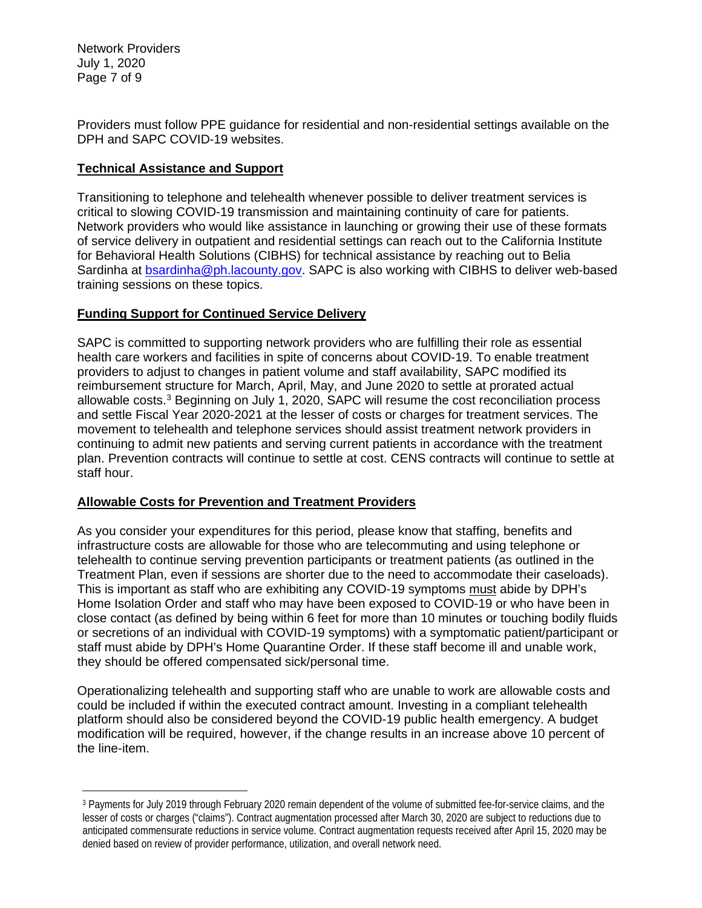Providers must follow PPE guidance for residential and non-residential settings available on the DPH and SAPC COVID-19 websites.

**Technical Assistance and Support**

Transitioning to telephone and telehealth whenever possible to deliver treatment services is critical to slowing COVID-19 transmission and maintaining continuity of care for patients. Network providers who would like assistance in launching or growing their use of these formats of service delivery in outpatient and residential settings can reach out to the California Institute for Behavioral Health Solutions (CIBHS) for technical assistance by reaching out to Belia Sardinha at bsardinha@ph.lacounty.gov. SAPC is also working with CIBHS to deliver web-based training sessions on these topics.

**Funding Support for Continued Service Delivery**

SAPC is committed to supporting network providers who are fulfilling their role as essential health care workers and facilities in spite of concerns about COVID-19. To enable treatment providers to adjust to changes in patient volume and staff availability, SAPC modified its reimbursement structure for March, April, May, and June 2020 to settle at prorated actual allowable costs.[3] Beginning on July 1, 2020, SAPC will resume the cost reconciliation process and settle Fiscal Year 2020-2021 at the lesser of costs or charges for treatment services. The movement to telehealth and telephone services should assist treatment network providers in continuing to admit new patients and serving current patients in accordance with the treatment plan. Prevention contracts will continue to settle at cost. CENS contracts will continue to settle at staff hour.

**Allowable Costs for Prevention and Treatment Providers**

As you consider your expenditures for this period, please know that staffing, benefits and infrastructure costs are allowable for those who are telecommuting and using telephone or telehealth to continue serving prevention participants or treatment patients (as outlined in the Treatment Plan, even if sessions are shorter due to the need to accommodate their caseloads). This is important as staff who are exhibiting any COVID-19 symptoms must abide by DPH's Home Isolation Order and staff who may have been exposed to COVID-19 or who have been in close contact (as defined by being within 6 feet for more than 10 minutes or touching bodily fluids or secretions of an individual with COVID-19 symptoms) with a symptomatic patient/participant or staff must abide by DPH's Home Quarantine Order. If these staff become ill and unable work, they should be offered compensated sick/personal time.

Operationalizing telehealth and supporting staff who are unable to work are allowable costs and could be included if within the executed contract amount. Investing in a compliant telehealth platform should also be considered beyond the COVID-19 public health emergency. A budget modification will be required, however, if the change results in an increase above 10 percent of the line-item.

---

[3] Payments for July 2019 through February 2020 remain dependent of the volume of submitted fee-for-service claims, and the lesser of costs or charges ("claims"). Contract augmentation processed after March 30, 2020 are subject to reductions due to anticipated commensurate reductions in service volume. Contract augmentation requests received after April 15, 2020 may be denied based on review of provider performance, utilization, and overall network need.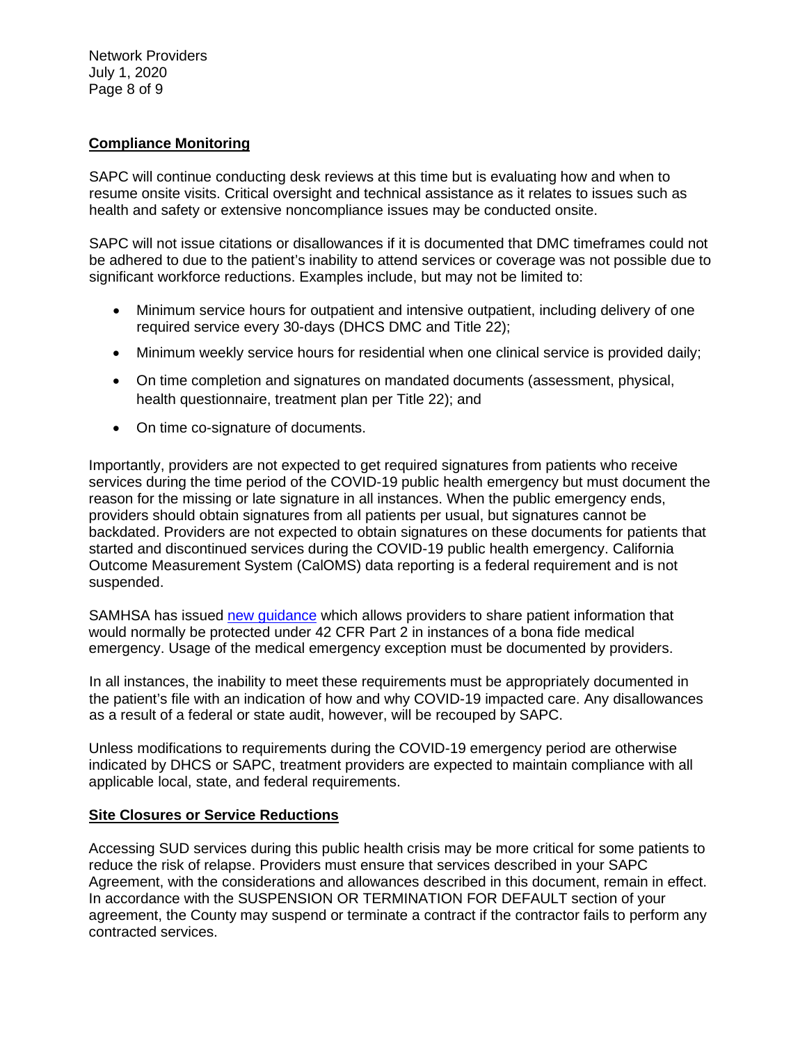## Compliance Monitoring

SAPC will continue conducting desk reviews at this time but is evaluating how and when to resume onsite visits. Critical oversight and technical assistance as it relates to issues such as health and safety or extensive noncompliance issues may be conducted onsite.

SAPC will not issue citations or disallowances if it is documented that DMC timeframes could not be adhered to due to the patient's inability to attend services or coverage was not possible due to significant workforce reductions. Examples include, but may not be limited to:

- Minimum service hours for outpatient and intensive outpatient, including delivery of one required service every 30-days (DHCS DMC and Title 22);
- Minimum weekly service hours for residential when one clinical service is provided daily;
- On time completion and signatures on mandated documents (assessment, physical, health questionnaire, treatment plan per Title 22); and
- On time co-signature of documents.

Importantly, providers are not expected to get required signatures from patients who receive services during the time period of the COVID-19 public health emergency but must document the reason for the missing or late signature in all instances. When the public emergency ends, providers should obtain signatures from all patients per usual, but signatures cannot be backdated. Providers are not expected to obtain signatures on these documents for patients that started and discontinued services during the COVID-19 public health emergency. California Outcome Measurement System (CalOMS) data reporting is a federal requirement and is not suspended.

SAMHSA has issued new guidance which allows providers to share patient information that would normally be protected under 42 CFR Part 2 in instances of a bona fide medical emergency. Usage of the medical emergency exception must be documented by providers.

In all instances, the inability to meet these requirements must be appropriately documented in the patient's file with an indication of how and why COVID-19 impacted care. Any disallowances as a result of a federal or state audit, however, will be recouped by SAPC.

Unless modifications to requirements during the COVID-19 emergency period are otherwise indicated by DHCS or SAPC, treatment providers are expected to maintain compliance with all applicable local, state, and federal requirements.

## Site Closures or Service Reductions

Accessing SUD services during this public health crisis may be more critical for some patients to reduce the risk of relapse. Providers must ensure that services described in your SAPC Agreement, with the considerations and allowances described in this document, remain in effect. In accordance with the SUSPENSION OR TERMINATION FOR DEFAULT section of your agreement, the County may suspend or terminate a contract if the contractor fails to perform any contracted services.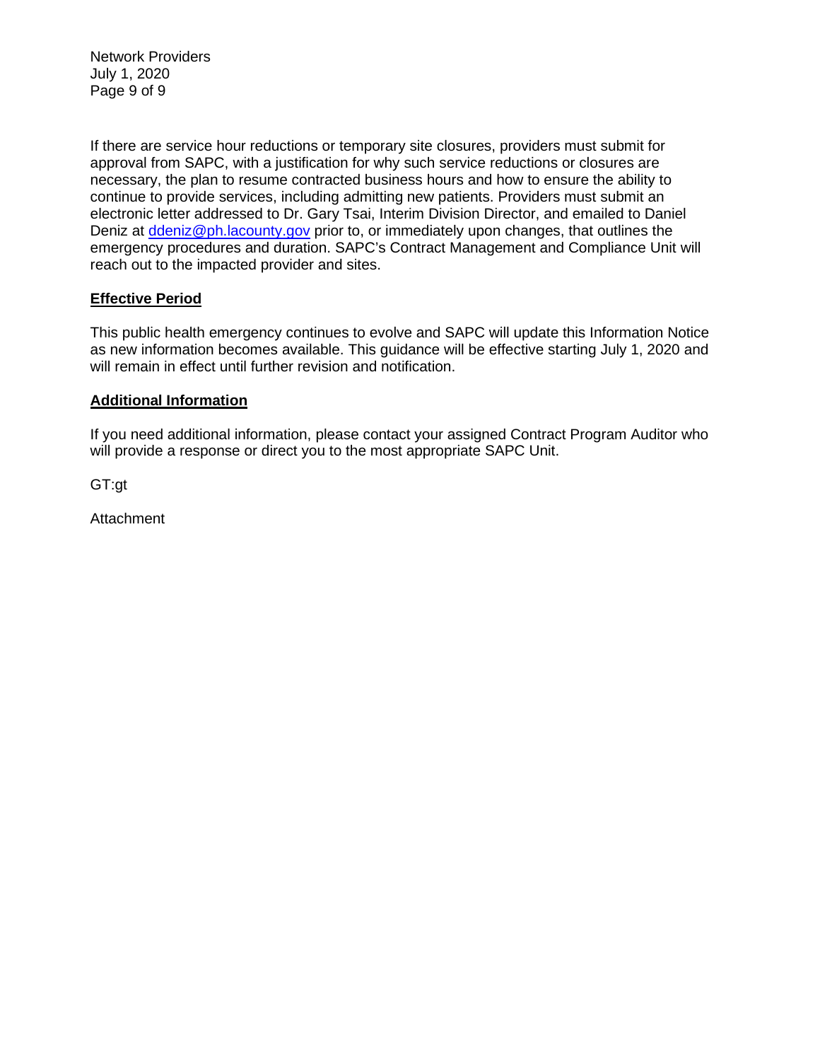If there are service hour reductions or temporary site closures, providers must submit for approval from SAPC, with a justification for why such service reductions or closures are necessary, the plan to resume contracted business hours and how to ensure the ability to continue to provide services, including admitting new patients. Providers must submit an electronic letter addressed to Dr. Gary Tsai, Interim Division Director, and emailed to Daniel Deniz at ddeniz@ph.lacounty.gov prior to, or immediately upon changes, that outlines the emergency procedures and duration. SAPC's Contract Management and Compliance Unit will reach out to the impacted provider and sites.

**Effective Period**

This public health emergency continues to evolve and SAPC will update this Information Notice as new information becomes available. This guidance will be effective starting July 1, 2020 and will remain in effect until further revision and notification.

**Additional Information**

If you need additional information, please contact your assigned Contract Program Auditor who will provide a response or direct you to the most appropriate SAPC Unit.

GT:gt

Attachment